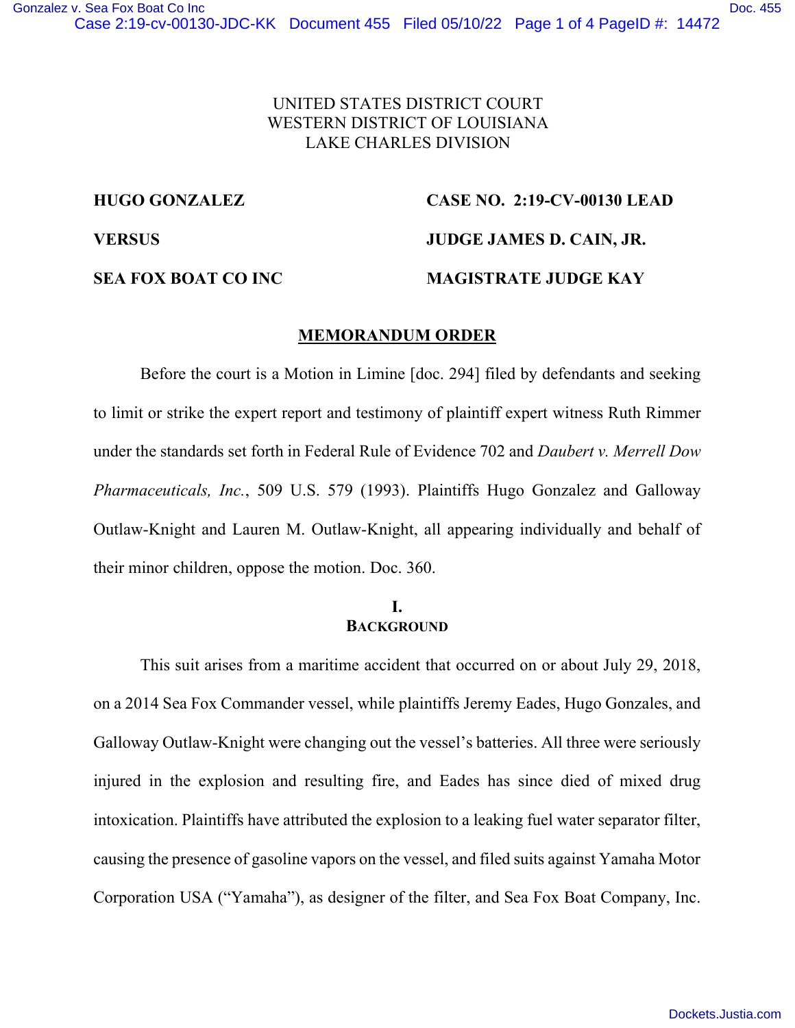UNITED STATES DISTRICT COURT
WESTERN DISTRICT OF LOUISIANA
LAKE CHARLES DIVISION

| | |
|---|---|
| **HUGO GONZALEZ** | **CASE NO. 2:19-CV-00130 LEAD** |
| **VERSUS** | **JUDGE JAMES D. CAIN, JR.** |
| **SEA FOX BOAT CO INC** | **MAGISTRATE JUDGE KAY** |

## MEMORANDUM ORDER

Before the court is a Motion in Limine [doc. 294] filed by defendants and seeking to limit or strike the expert report and testimony of plaintiff expert witness Ruth Rimmer under the standards set forth in Federal Rule of Evidence 702 and *Daubert v. Merrell Dow Pharmaceuticals, Inc.*, 509 U.S. 579 (1993). Plaintiffs Hugo Gonzalez and Galloway Outlaw-Knight and Lauren M. Outlaw-Knight, all appearing individually and behalf of their minor children, oppose the motion. Doc. 360.

### I. BACKGROUND

This suit arises from a maritime accident that occurred on or about July 29, 2018, on a 2014 Sea Fox Commander vessel, while plaintiffs Jeremy Eades, Hugo Gonzales, and Galloway Outlaw-Knight were changing out the vessel's batteries. All three were seriously injured in the explosion and resulting fire, and Eades has since died of mixed drug intoxication. Plaintiffs have attributed the explosion to a leaking fuel water separator filter, causing the presence of gasoline vapors on the vessel, and filed suits against Yamaha Motor Corporation USA ("Yamaha"), as designer of the filter, and Sea Fox Boat Company, Inc.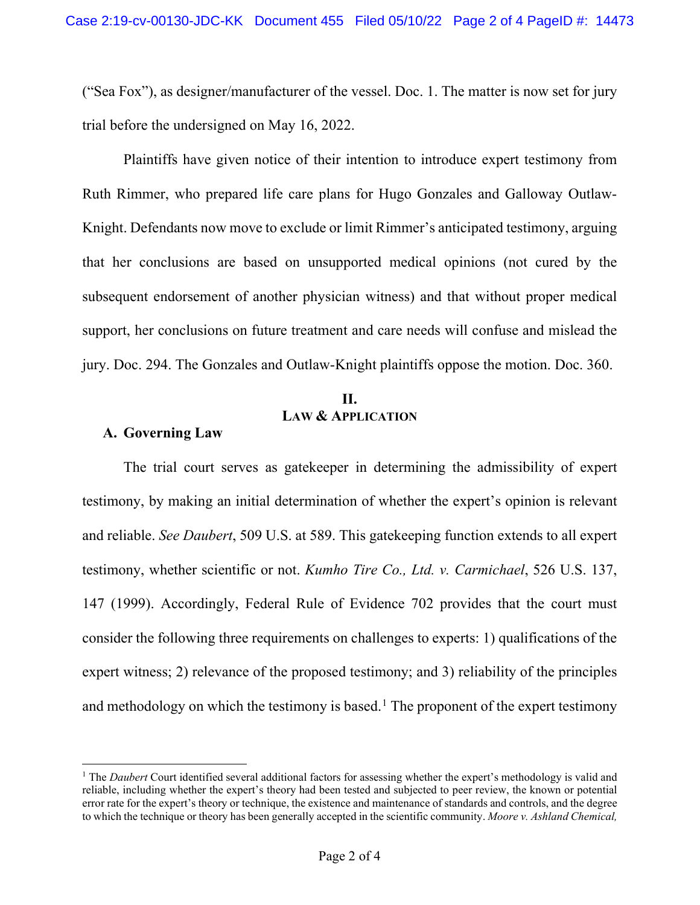("Sea Fox"), as designer/manufacturer of the vessel. Doc. 1. The matter is now set for jury trial before the undersigned on May 16, 2022.

Plaintiffs have given notice of their intention to introduce expert testimony from Ruth Rimmer, who prepared life care plans for Hugo Gonzales and Galloway Outlaw-Knight. Defendants now move to exclude or limit Rimmer's anticipated testimony, arguing that her conclusions are based on unsupported medical opinions (not cured by the subsequent endorsement of another physician witness) and that without proper medical support, her conclusions on future treatment and care needs will confuse and mislead the jury. Doc. 294. The Gonzales and Outlaw-Knight plaintiffs oppose the motion. Doc. 360.

## II.
## LAW & APPLICATION

### A. Governing Law

The trial court serves as gatekeeper in determining the admissibility of expert testimony, by making an initial determination of whether the expert's opinion is relevant and reliable. *See Daubert*, 509 U.S. at 589. This gatekeeping function extends to all expert testimony, whether scientific or not. *Kumho Tire Co., Ltd. v. Carmichael*, 526 U.S. 137, 147 (1999). Accordingly, Federal Rule of Evidence 702 provides that the court must consider the following three requirements on challenges to experts: 1) qualifications of the expert witness; 2) relevance of the proposed testimony; and 3) reliability of the principles and methodology on which the testimony is based.[1] The proponent of the expert testimony

---

[1] The *Daubert* Court identified several additional factors for assessing whether the expert's methodology is valid and reliable, including whether the expert's theory had been tested and subjected to peer review, the known or potential error rate for the expert's theory or technique, the existence and maintenance of standards and controls, and the degree to which the technique or theory has been generally accepted in the scientific community. *Moore v. Ashland Chemical,*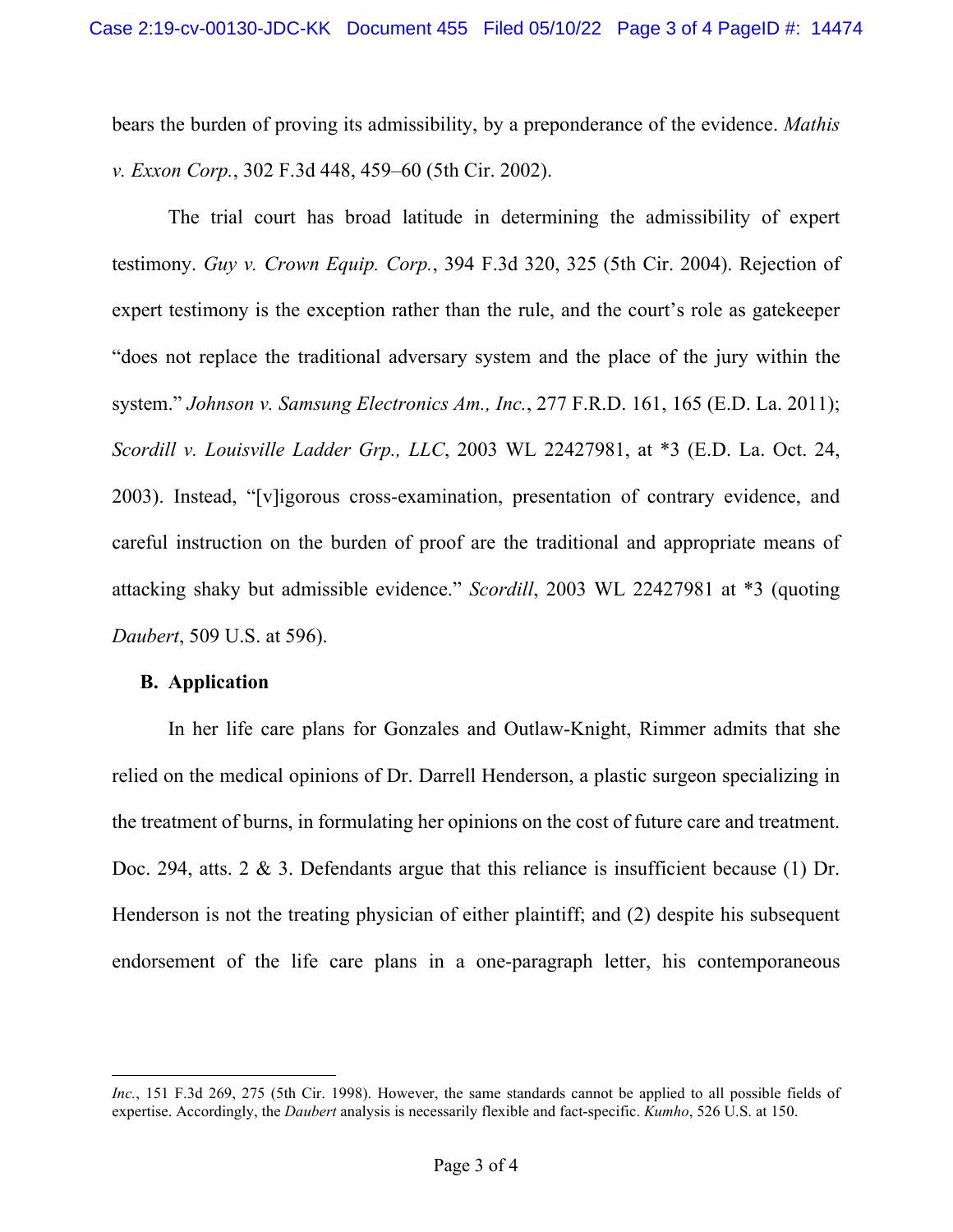bears the burden of proving its admissibility, by a preponderance of the evidence. *Mathis v. Exxon Corp.*, 302 F.3d 448, 459–60 (5th Cir. 2002).

The trial court has broad latitude in determining the admissibility of expert testimony. *Guy v. Crown Equip. Corp.*, 394 F.3d 320, 325 (5th Cir. 2004). Rejection of expert testimony is the exception rather than the rule, and the court's role as gatekeeper "does not replace the traditional adversary system and the place of the jury within the system." *Johnson v. Samsung Electronics Am., Inc.*, 277 F.R.D. 161, 165 (E.D. La. 2011); *Scordill v. Louisville Ladder Grp., LLC*, 2003 WL 22427981, at *3 (E.D. La. Oct. 24, 2003). Instead, "[v]igorous cross-examination, presentation of contrary evidence, and careful instruction on the burden of proof are the traditional and appropriate means of attacking shaky but admissible evidence." *Scordill*, 2003 WL 22427981 at *3 (quoting *Daubert*, 509 U.S. at 596).

**B. Application**

In her life care plans for Gonzales and Outlaw-Knight, Rimmer admits that she relied on the medical opinions of Dr. Darrell Henderson, a plastic surgeon specializing in the treatment of burns, in formulating her opinions on the cost of future care and treatment. Doc. 294, atts. 2 & 3. Defendants argue that this reliance is insufficient because (1) Dr. Henderson is not the treating physician of either plaintiff; and (2) despite his subsequent endorsement of the life care plans in a one-paragraph letter, his contemporaneous

---

*Inc.*, 151 F.3d 269, 275 (5th Cir. 1998). However, the same standards cannot be applied to all possible fields of expertise. Accordingly, the *Daubert* analysis is necessarily flexible and fact-specific. *Kumho*, 526 U.S. at 150.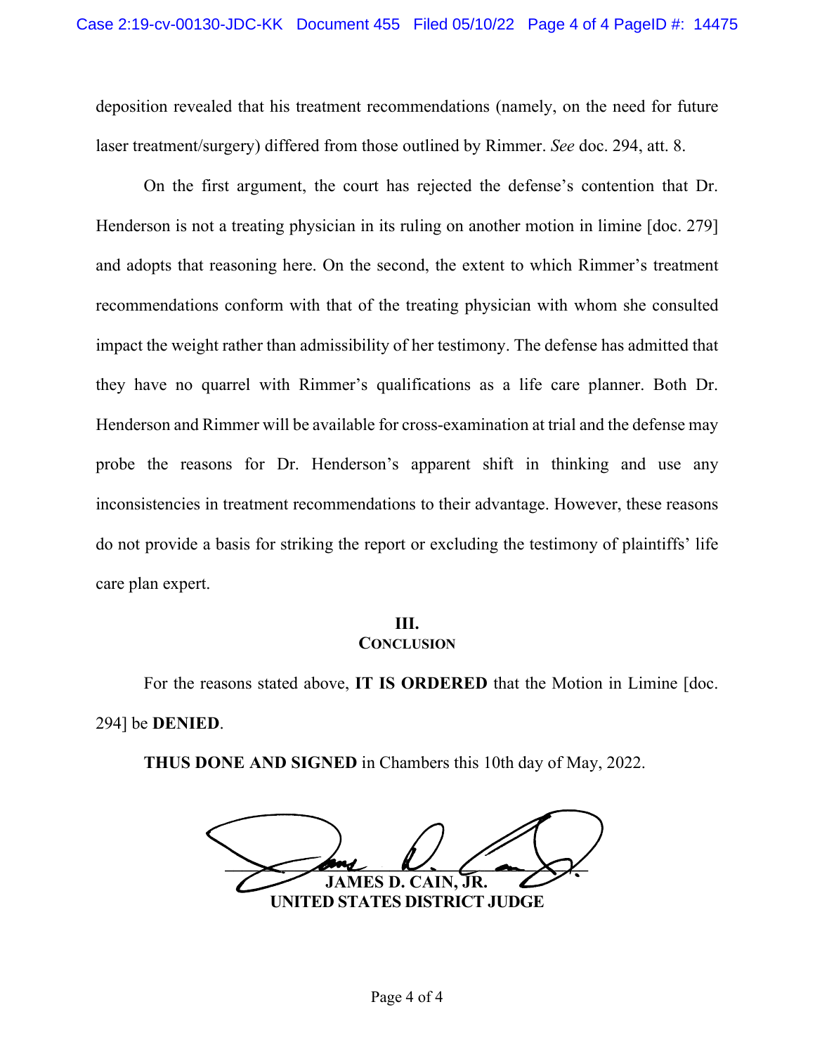deposition revealed that his treatment recommendations (namely, on the need for future laser treatment/surgery) differed from those outlined by Rimmer. *See* doc. 294, att. 8.

On the first argument, the court has rejected the defense's contention that Dr. Henderson is not a treating physician in its ruling on another motion in limine [doc. 279] and adopts that reasoning here. On the second, the extent to which Rimmer's treatment recommendations conform with that of the treating physician with whom she consulted impact the weight rather than admissibility of her testimony. The defense has admitted that they have no quarrel with Rimmer's qualifications as a life care planner. Both Dr. Henderson and Rimmer will be available for cross-examination at trial and the defense may probe the reasons for Dr. Henderson's apparent shift in thinking and use any inconsistencies in treatment recommendations to their advantage. However, these reasons do not provide a basis for striking the report or excluding the testimony of plaintiffs' life care plan expert.

## III.
## CONCLUSION

For the reasons stated above, **IT IS ORDERED** that the Motion in Limine [doc. 294] be **DENIED**.

**THUS DONE AND SIGNED** in Chambers this 10th day of May, 2022.

**JAMES D. CAIN, JR.**
**UNITED STATES DISTRICT JUDGE**